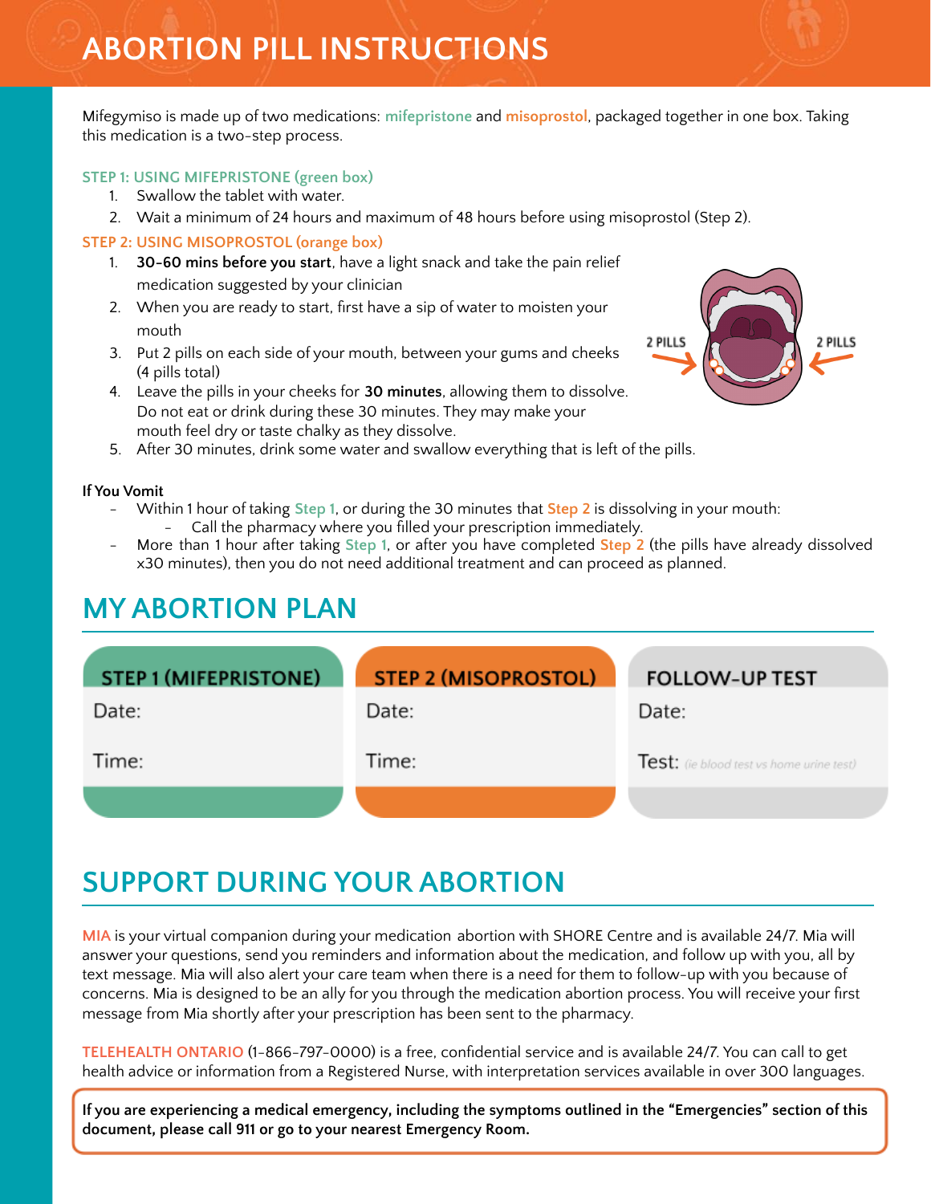# ABORTION PILL INSTRUCTIONS

Mifegymiso is made up of two medications: mifepristone and misoprostol, packaged together in one box. Taking this medication is a two-step process.

### STEP 1: USING MIFEPRISTONE (green box)

1. Swallow the tablet with water.
2. Wait a minimum of 24 hours and maximum of 48 hours before using misoprostol (Step 2).

### STEP 2: USING MISOPROSTOL (orange box)

1. **30-60 mins before you start**, have a light snack and take the pain relief medication suggested by your clinician
2. When you are ready to start, first have a sip of water to moisten your mouth
3. Put 2 pills on each side of your mouth, between your gums and cheeks (4 pills total)
4. Leave the pills in your cheeks for **30 minutes**, allowing them to dissolve. Do not eat or drink during these 30 minutes. They may make your mouth feel dry or taste chalky as they dissolve.
5. After 30 minutes, drink some water and swallow everything that is left of the pills.

2 PILLS 2 PILLS

**If You Vomit**

- Within 1 hour of taking Step 1, or during the 30 minutes that Step 2 is dissolving in your mouth:
  - Call the pharmacy where you filled your prescription immediately.
- More than 1 hour after taking Step 1, or after you have completed Step 2 (the pills have already dissolved x30 minutes), then you do not need additional treatment and can proceed as planned.

## MY ABORTION PLAN

| STEP 1 (MIFEPRISTONE) | STEP 2 (MISOPROSTOL) | FOLLOW-UP TEST |
|---|---|---|
| Date: | Date: | Date: |
| Time: | Time: | Test: *(ie blood test vs home urine test)* |

## SUPPORT DURING YOUR ABORTION

MIA is your virtual companion during your medication abortion with SHORE Centre and is available 24/7. Mia will answer your questions, send you reminders and information about the medication, and follow up with you, all by text message. Mia will also alert your care team when there is a need for them to follow-up with you because of concerns. Mia is designed to be an ally for you through the medication abortion process. You will receive your first message from Mia shortly after your prescription has been sent to the pharmacy.

TELEHEALTH ONTARIO (1-866-797-0000) is a free, confidential service and is available 24/7. You can call to get health advice or information from a Registered Nurse, with interpretation services available in over 300 languages.

**If you are experiencing a medical emergency, including the symptoms outlined in the "Emergencies" section of this document, please call 911 or go to your nearest Emergency Room.**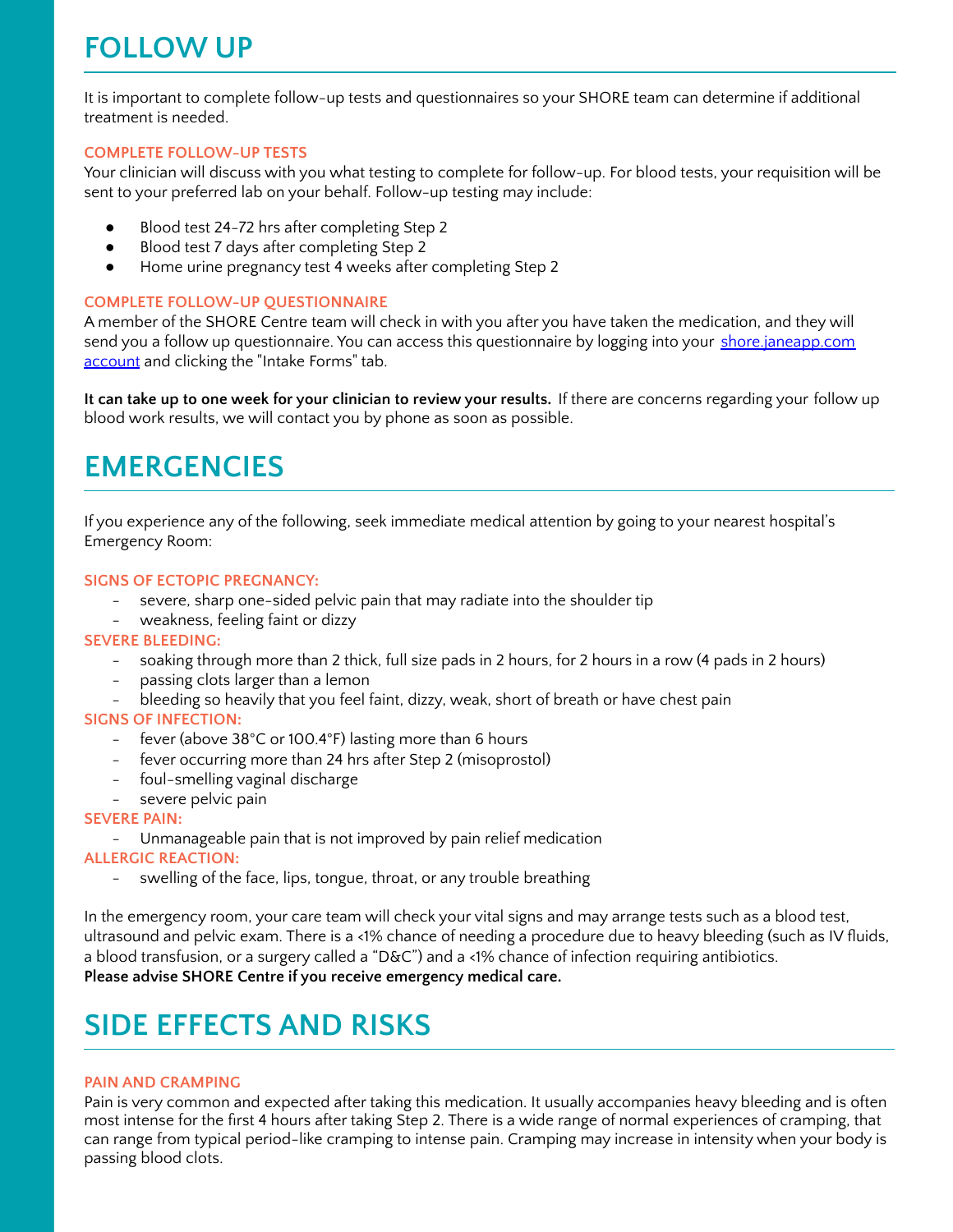# FOLLOW UP

It is important to complete follow-up tests and questionnaires so your SHORE team can determine if additional treatment is needed.

### COMPLETE FOLLOW-UP TESTS

Your clinician will discuss with you what testing to complete for follow-up. For blood tests, your requisition will be sent to your preferred lab on your behalf. Follow-up testing may include:

- Blood test 24-72 hrs after completing Step 2
- Blood test 7 days after completing Step 2
- Home urine pregnancy test 4 weeks after completing Step 2

### COMPLETE FOLLOW-UP QUESTIONNAIRE

A member of the SHORE Centre team will check in with you after you have taken the medication, and they will send you a follow up questionnaire. You can access this questionnaire by logging into your shore.janeapp.com account and clicking the "Intake Forms" tab.

**It can take up to one week for your clinician to review your results.** If there are concerns regarding your follow up blood work results, we will contact you by phone as soon as possible.

# EMERGENCIES

If you experience any of the following, seek immediate medical attention by going to your nearest hospital's Emergency Room:

### SIGNS OF ECTOPIC PREGNANCY:

- severe, sharp one-sided pelvic pain that may radiate into the shoulder tip
- weakness, feeling faint or dizzy

### SEVERE BLEEDING:

- soaking through more than 2 thick, full size pads in 2 hours, for 2 hours in a row (4 pads in 2 hours)
- passing clots larger than a lemon
- bleeding so heavily that you feel faint, dizzy, weak, short of breath or have chest pain

### SIGNS OF INFECTION:

- fever (above 38°C or 100.4°F) lasting more than 6 hours
- fever occurring more than 24 hrs after Step 2 (misoprostol)
- foul-smelling vaginal discharge
- severe pelvic pain

### SEVERE PAIN:

- Unmanageable pain that is not improved by pain relief medication

### ALLERGIC REACTION:

- swelling of the face, lips, tongue, throat, or any trouble breathing

In the emergency room, your care team will check your vital signs and may arrange tests such as a blood test, ultrasound and pelvic exam. There is a <1% chance of needing a procedure due to heavy bleeding (such as IV fluids, a blood transfusion, or a surgery called a "D&C") and a <1% chance of infection requiring antibiotics.
**Please advise SHORE Centre if you receive emergency medical care.**

# SIDE EFFECTS AND RISKS

### PAIN AND CRAMPING

Pain is very common and expected after taking this medication. It usually accompanies heavy bleeding and is often most intense for the first 4 hours after taking Step 2. There is a wide range of normal experiences of cramping, that can range from typical period-like cramping to intense pain. Cramping may increase in intensity when your body is passing blood clots.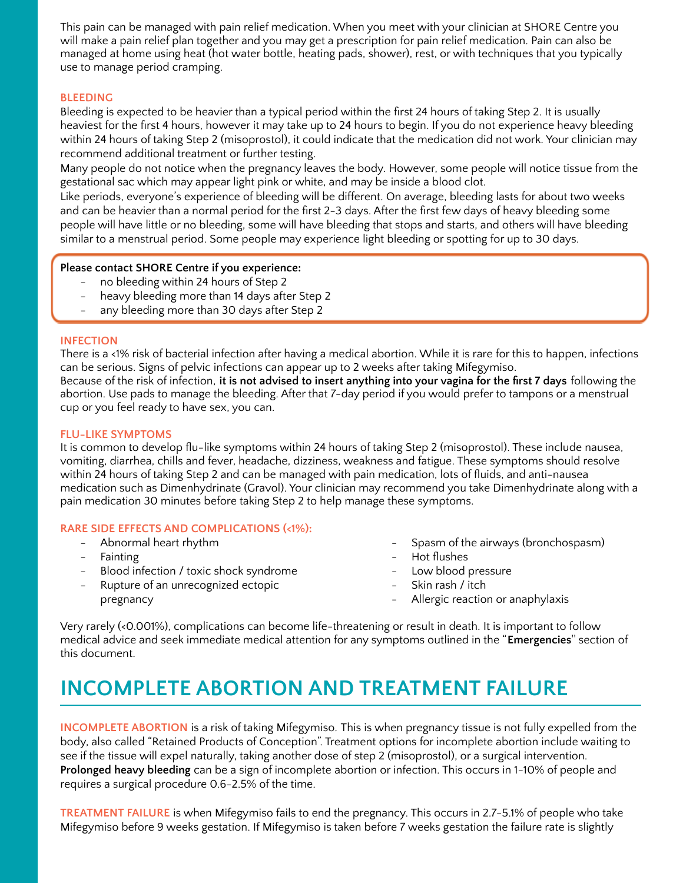This pain can be managed with pain relief medication. When you meet with your clinician at SHORE Centre you will make a pain relief plan together and you may get a prescription for pain relief medication. Pain can also be managed at home using heat (hot water bottle, heating pads, shower), rest, or with techniques that you typically use to manage period cramping.

### BLEEDING

Bleeding is expected to be heavier than a typical period within the first 24 hours of taking Step 2. It is usually heaviest for the first 4 hours, however it may take up to 24 hours to begin. If you do not experience heavy bleeding within 24 hours of taking Step 2 (misoprostol), it could indicate that the medication did not work. Your clinician may recommend additional treatment or further testing.

Many people do not notice when the pregnancy leaves the body. However, some people will notice tissue from the gestational sac which may appear light pink or white, and may be inside a blood clot.

Like periods, everyone's experience of bleeding will be different. On average, bleeding lasts for about two weeks and can be heavier than a normal period for the first 2-3 days. After the first few days of heavy bleeding some people will have little or no bleeding, some will have bleeding that stops and starts, and others will have bleeding similar to a menstrual period. Some people may experience light bleeding or spotting for up to 30 days.

**Please contact SHORE Centre if you experience:**

- no bleeding within 24 hours of Step 2
- heavy bleeding more than 14 days after Step 2
- any bleeding more than 30 days after Step 2

### INFECTION

There is a <1% risk of bacterial infection after having a medical abortion. While it is rare for this to happen, infections can be serious. Signs of pelvic infections can appear up to 2 weeks after taking Mifegymiso.

Because of the risk of infection, **it is not advised to insert anything into your vagina for the first 7 days** following the abortion. Use pads to manage the bleeding. After that 7-day period if you would prefer to tampons or a menstrual cup or you feel ready to have sex, you can.

### FLU-LIKE SYMPTOMS

It is common to develop flu-like symptoms within 24 hours of taking Step 2 (misoprostol). These include nausea, vomiting, diarrhea, chills and fever, headache, dizziness, weakness and fatigue. These symptoms should resolve within 24 hours of taking Step 2 and can be managed with pain medication, lots of fluids, and anti-nausea medication such as Dimenhydrinate (Gravol). Your clinician may recommend you take Dimenhydrinate along with a pain medication 30 minutes before taking Step 2 to help manage these symptoms.

### RARE SIDE EFFECTS AND COMPLICATIONS (<1%):

- Abnormal heart rhythm
- Fainting
- Blood infection / toxic shock syndrome
- Rupture of an unrecognized ectopic pregnancy
- Spasm of the airways (bronchospasm)
- Hot flushes
- Low blood pressure
- Skin rash / itch
- Allergic reaction or anaphylaxis

Very rarely (<0.001%), complications can become life-threatening or result in death. It is important to follow medical advice and seek immediate medical attention for any symptoms outlined in the "**Emergencies**" section of this document.

## INCOMPLETE ABORTION AND TREATMENT FAILURE

**INCOMPLETE ABORTION** is a risk of taking Mifegymiso. This is when pregnancy tissue is not fully expelled from the body, also called "Retained Products of Conception". Treatment options for incomplete abortion include waiting to see if the tissue will expel naturally, taking another dose of step 2 (misoprostol), or a surgical intervention. **Prolonged heavy bleeding** can be a sign of incomplete abortion or infection. This occurs in 1-10% of people and requires a surgical procedure 0.6-2.5% of the time.

**TREATMENT FAILURE** is when Mifegymiso fails to end the pregnancy. This occurs in 2.7-5.1% of people who take Mifegymiso before 9 weeks gestation. If Mifegymiso is taken before 7 weeks gestation the failure rate is slightly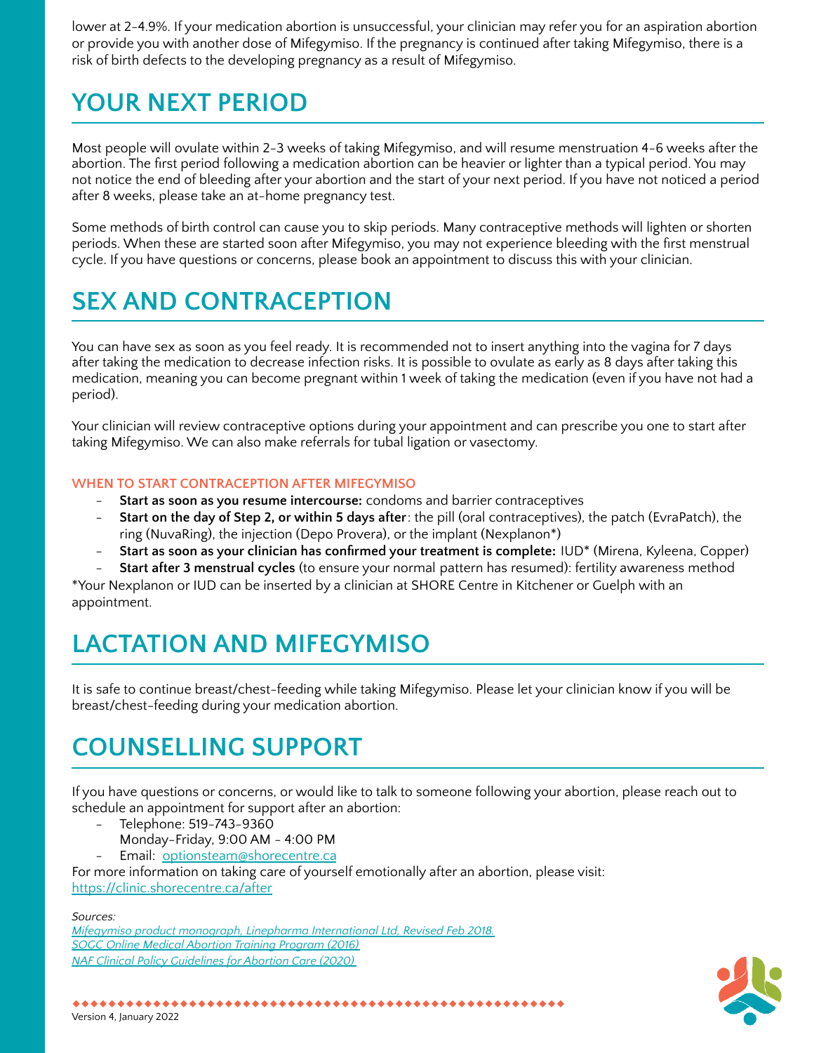lower at 2-4.9%. If your medication abortion is unsuccessful, your clinician may refer you for an aspiration abortion or provide you with another dose of Mifegymiso. If the pregnancy is continued after taking Mifegymiso, there is a risk of birth defects to the developing pregnancy as a result of Mifegymiso.

## YOUR NEXT PERIOD

Most people will ovulate within 2-3 weeks of taking Mifegymiso, and will resume menstruation 4-6 weeks after the abortion. The first period following a medication abortion can be heavier or lighter than a typical period. You may not notice the end of bleeding after your abortion and the start of your next period. If you have not noticed a period after 8 weeks, please take an at-home pregnancy test.

Some methods of birth control can cause you to skip periods. Many contraceptive methods will lighten or shorten periods. When these are started soon after Mifegymiso, you may not experience bleeding with the first menstrual cycle. If you have questions or concerns, please book an appointment to discuss this with your clinician.

## SEX AND CONTRACEPTION

You can have sex as soon as you feel ready. It is recommended not to insert anything into the vagina for 7 days after taking the medication to decrease infection risks. It is possible to ovulate as early as 8 days after taking this medication, meaning you can become pregnant within 1 week of taking the medication (even if you have not had a period).

Your clinician will review contraceptive options during your appointment and can prescribe you one to start after taking Mifegymiso. We can also make referrals for tubal ligation or vasectomy.

#### WHEN TO START CONTRACEPTION AFTER MIFEGYMISO

- **Start as soon as you resume intercourse:** condoms and barrier contraceptives
- **Start on the day of Step 2, or within 5 days after**: the pill (oral contraceptives), the patch (EvraPatch), the ring (NuvaRing), the injection (Depo Provera), or the implant (Nexplanon*)
- **Start as soon as your clinician has confirmed your treatment is complete:** IUD* (Mirena, Kyleena, Copper)
- **Start after 3 menstrual cycles** (to ensure your normal pattern has resumed): fertility awareness method

*Your Nexplanon or IUD can be inserted by a clinician at SHORE Centre in Kitchener or Guelph with an appointment.

## LACTATION AND MIFEGYMISO

It is safe to continue breast/chest-feeding while taking Mifegymiso. Please let your clinician know if you will be breast/chest-feeding during your medication abortion.

## COUNSELLING SUPPORT

If you have questions or concerns, or would like to talk to someone following your abortion, please reach out to schedule an appointment for support after an abortion:

- Telephone: 519-743-9360
  Monday-Friday, 9:00 AM - 4:00 PM
- Email: optionsteam@shorecentre.ca

For more information on taking care of yourself emotionally after an abortion, please visit:
https://clinic.shorecentre.ca/after

*Sources:*
*Mifegymiso product monograph, Linepharma International Ltd, Revised Feb 2018.*
*SOGC Online Medical Abortion Training Program (2016)*
*NAF Clinical Policy Guidelines for Abortion Care (2020)*

Version 4, January 2022